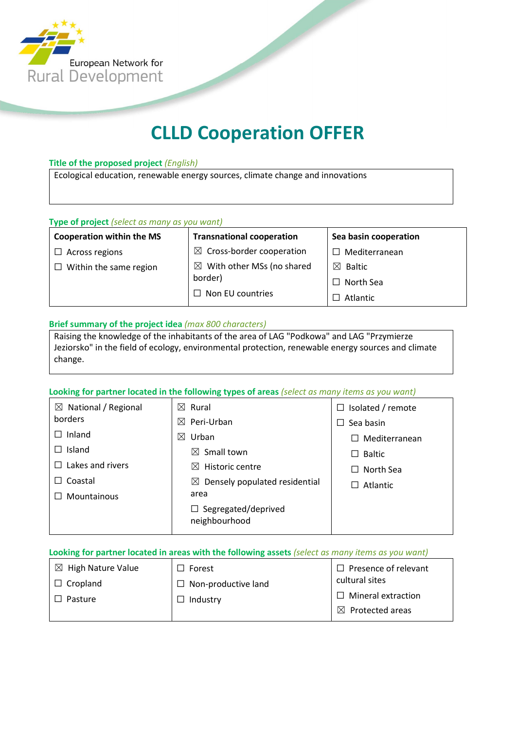European Network for Rural Development

# CLLD Cooperation OFFER

**Title of the proposed project** *(English)*

Ecological education, renewable energy sources, climate change and innovations

**Type of project** *(select as many as you want)*

| Cooperation within the MS | Transnational cooperation | Sea basin cooperation |
|---|---|---|
| ☐ Across regions | ☒ Cross-border cooperation | ☐ Mediterranean |
| ☐ Within the same region | ☒ With other MSs (no shared border) | ☒ Baltic |
| | ☐ Non EU countries | ☐ North Sea |
| | | ☐ Atlantic |

**Brief summary of the project idea** *(max 800 characters)*

Raising the knowledge of the inhabitants of the area of LAG "Podkowa" and LAG "Przymierze Jeziorsko" in the field of ecology, environmental protection, renewable energy sources and climate change.

**Looking for partner located in the following types of areas** *(select as many items as you want)*

| | | |
|---|---|---|
| ☒ National / Regional borders | ☒ Rural | ☐ Isolated / remote |
| ☐ Inland | ☒ Peri-Urban | ☐ Sea basin |
| ☐ Island | ☒ Urban | ☐ Mediterranean |
| ☐ Lakes and rivers | ☒ Small town | ☐ Baltic |
| ☐ Coastal | ☒ Historic centre | ☐ North Sea |
| ☐ Mountainous | ☒ Densely populated residential area | ☐ Atlantic |
| | ☐ Segregated/deprived neighbourhood | |

**Looking for partner located in areas with the following assets** *(select as many items as you want)*

| | | |
|---|---|---|
| ☒ High Nature Value | ☐ Forest | ☐ Presence of relevant cultural sites |
| ☐ Cropland | ☐ Non-productive land | ☐ Mineral extraction |
| ☐ Pasture | ☐ Industry | ☒ Protected areas |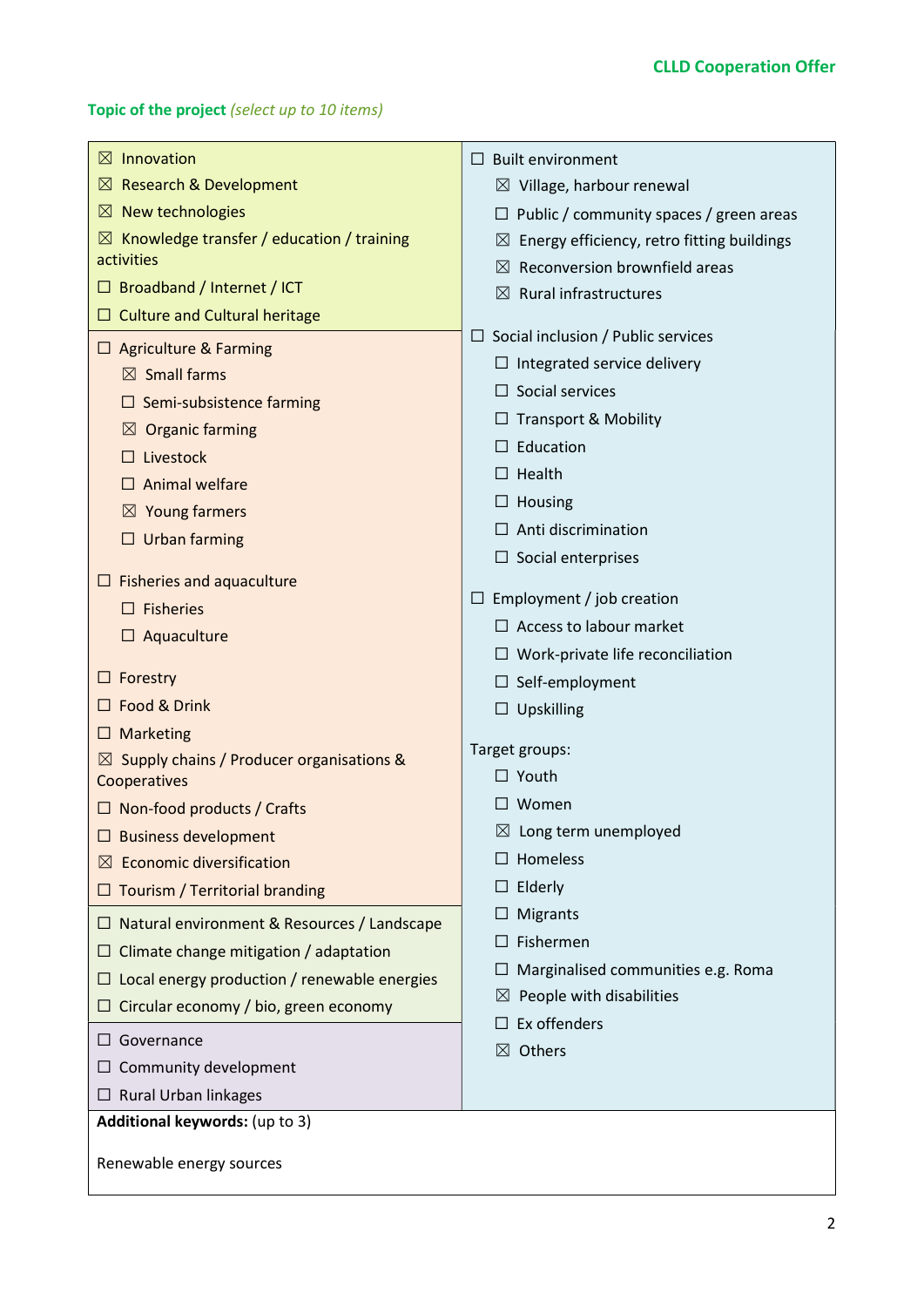**Topic of the project** *(select up to 10 items)*

☒ Innovation
☒ Research & Development
☒ New technologies
☒ Knowledge transfer / education / training activities
☐ Broadband / Internet / ICT
☐ Culture and Cultural heritage

☐ Agriculture & Farming
- ☒ Small farms
- ☐ Semi-subsistence farming
- ☒ Organic farming
- ☐ Livestock
- ☐ Animal welfare
- ☒ Young farmers
- ☐ Urban farming

☐ Fisheries and aquaculture
- ☐ Fisheries
- ☐ Aquaculture

☐ Forestry
☐ Food & Drink
☐ Marketing
☒ Supply chains / Producer organisations & Cooperatives
☐ Non-food products / Crafts
☐ Business development
☒ Economic diversification
☐ Tourism / Territorial branding

☐ Natural environment & Resources / Landscape
☐ Climate change mitigation / adaptation
☐ Local energy production / renewable energies
☐ Circular economy / bio, green economy

☐ Governance
☐ Community development
☐ Rural Urban linkages

☐ Built environment
- ☒ Village, harbour renewal
- ☐ Public / community spaces / green areas
- ☒ Energy efficiency, retro fitting buildings
- ☒ Reconversion brownfield areas
- ☒ Rural infrastructures

☐ Social inclusion / Public services
- ☐ Integrated service delivery
- ☐ Social services
- ☐ Transport & Mobility
- ☐ Education
- ☐ Health
- ☐ Housing
- ☐ Anti discrimination
- ☐ Social enterprises

☐ Employment / job creation
- ☐ Access to labour market
- ☐ Work-private life reconciliation
- ☐ Self-employment
- ☐ Upskilling

Target groups:
- ☐ Youth
- ☐ Women
- ☒ Long term unemployed
- ☐ Homeless
- ☐ Elderly
- ☐ Migrants
- ☐ Fishermen
- ☐ Marginalised communities e.g. Roma
- ☒ People with disabilities
- ☐ Ex offenders
- ☒ Others

**Additional keywords:** (up to 3)

Renewable energy sources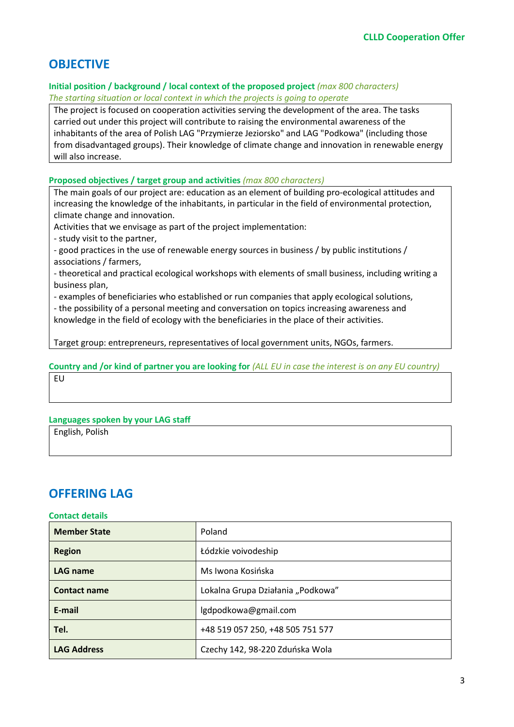## OBJECTIVE

**Initial position / background / local context of the proposed project** *(max 800 characters)*
*The starting situation or local context in which the projects is going to operate*

The project is focused on cooperation activities serving the development of the area. The tasks carried out under this project will contribute to raising the environmental awareness of the inhabitants of the area of Polish LAG "Przymierze Jeziorsko" and LAG "Podkowa" (including those from disadvantaged groups). Their knowledge of climate change and innovation in renewable energy will also increase.

**Proposed objectives / target group and activities** *(max 800 characters)*

The main goals of our project are: education as an element of building pro-ecological attitudes and increasing the knowledge of the inhabitants, in particular in the field of environmental protection, climate change and innovation.
Activities that we envisage as part of the project implementation:
- study visit to the partner,
- good practices in the use of renewable energy sources in business / by public institutions / associations / farmers,
- theoretical and practical ecological workshops with elements of small business, including writing a business plan,
- examples of beneficiaries who established or run companies that apply ecological solutions,
- the possibility of a personal meeting and conversation on topics increasing awareness and knowledge in the field of ecology with the beneficiaries in the place of their activities.

Target group: entrepreneurs, representatives of local government units, NGOs, farmers.

**Country and /or kind of partner you are looking for** *(ALL EU in case the interest is on any EU country)*

EU

**Languages spoken by your LAG staff**

English, Polish

## OFFERING LAG

**Contact details**

| | |
|---|---|
| **Member State** | Poland |
| **Region** | Łódzkie voivodeship |
| **LAG name** | Ms Iwona Kosińska |
| **Contact name** | Lokalna Grupa Działania „Podkowa” |
| **E-mail** | lgdpodkowa@gmail.com |
| **Tel.** | +48 519 057 250, +48 505 751 577 |
| **LAG Address** | Czechy 142, 98-220 Zduńska Wola |